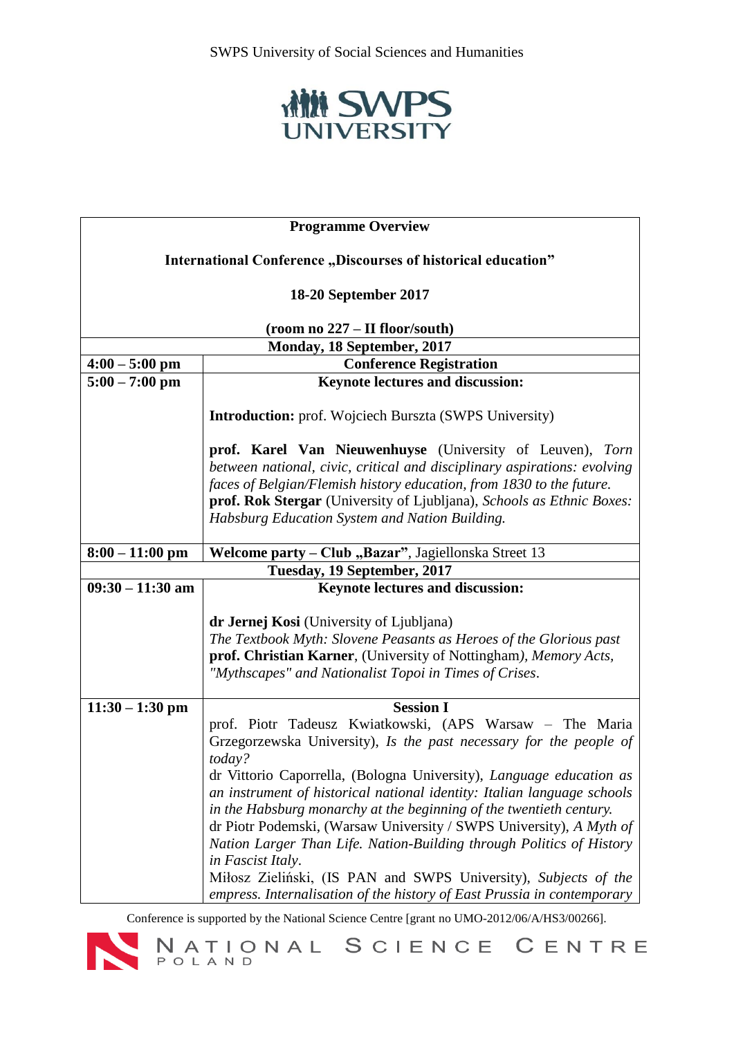SWPS University of Social Sciences and Humanities

SWPS UNIVERSITY

| **Programme Overview**<br><br>**International Conference „Discourses of historical education"**<br><br>**18-20 September 2017**<br><br>**(room no 227 – II floor/south)** | |
|---|---|
| **Monday, 18 September, 2017** | |
| **4:00 – 5:00 pm** | **Conference Registration** |
| **5:00 – 7:00 pm** | **Keynote lectures and discussion:**<br><br>**Introduction:** prof. Wojciech Burszta (SWPS University)<br><br>**prof. Karel Van Nieuwenhuyse** (University of Leuven), *Torn between national, civic, critical and disciplinary aspirations: evolving faces of Belgian/Flemish history education, from 1830 to the future.*<br>**prof. Rok Stergar** (University of Ljubljana), *Schools as Ethnic Boxes: Habsburg Education System and Nation Building.* |
| **8:00 – 11:00 pm** | **Welcome party – Club „Bazar"**, Jagiellonska Street 13 |
| **Tuesday, 19 September, 2017** | |
| **09:30 – 11:30 am** | **Keynote lectures and discussion:**<br><br>**dr Jernej Kosi** (University of Ljubljana)<br>*The Textbook Myth: Slovene Peasants as Heroes of the Glorious past*<br>**prof. Christian Karner**, (University of Nottingham*), Memory Acts, "Mythscapes" and Nationalist Topoi in Times of Crises*. |
| **11:30 – 1:30 pm** | **Session I**<br>prof. Piotr Tadeusz Kwiatkowski, (APS Warsaw – The Maria Grzegorzewska University), *Is the past necessary for the people of today?*<br>dr Vittorio Caporrella, (Bologna University), *Language education as an instrument of historical national identity: Italian language schools in the Habsburg monarchy at the beginning of the twentieth century.*<br>dr Piotr Podemski, (Warsaw University / SWPS University), *A Myth of Nation Larger Than Life. Nation-Building through Politics of History in Fascist Italy*.<br>Miłosz Zieliński, (IS PAN and SWPS University), *Subjects of the empress. Internalisation of the history of East Prussia in contemporary* |

Conference is supported by the National Science Centre [grant no UMO-2012/06/A/HS3/00266].

NATIONAL SCIENCE CENTRE POLAND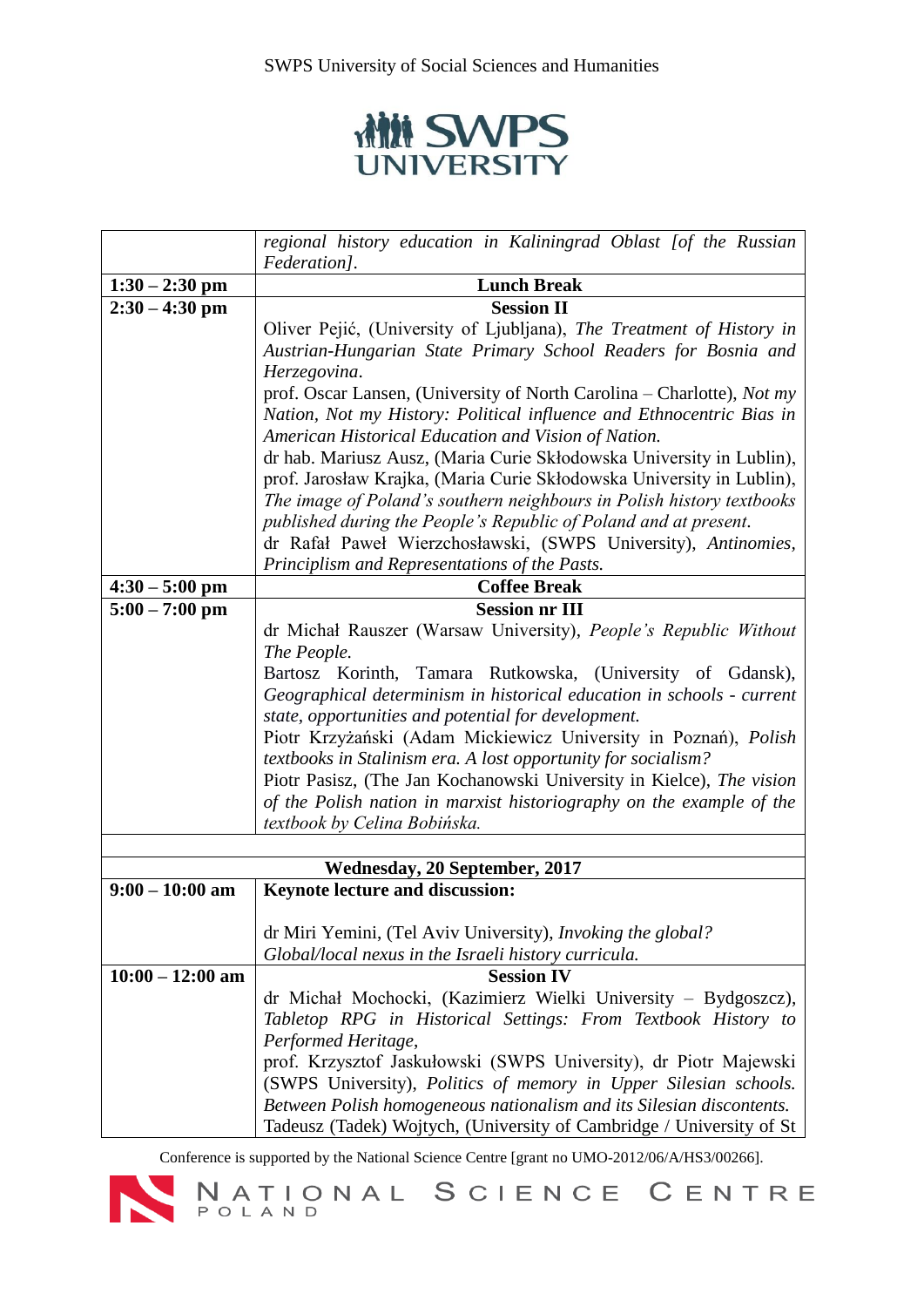| | |
|---|---|
| | *regional history education in Kaliningrad Oblast [of the Russian Federation].* |
| **1:30 – 2:30 pm** | **Lunch Break** |
| **2:30 – 4:30 pm** | **Session II**<br>Oliver Pejić, (University of Ljubljana), *The Treatment of History in Austrian-Hungarian State Primary School Readers for Bosnia and Herzegovina*.<br>prof. Oscar Lansen, (University of North Carolina – Charlotte), *Not my Nation, Not my History: Political influence and Ethnocentric Bias in American Historical Education and Vision of Nation.*<br>dr hab. Mariusz Ausz, (Maria Curie Skłodowska University in Lublin), prof. Jarosław Krajka, (Maria Curie Skłodowska University in Lublin), *The image of Poland's southern neighbours in Polish history textbooks published during the People's Republic of Poland and at present.*<br>dr Rafał Paweł Wierzchosławski, (SWPS University), *Antinomies, Principlism and Representations of the Pasts.* |
| **4:30 – 5:00 pm** | **Coffee Break** |
| **5:00 – 7:00 pm** | **Session nr III**<br>dr Michał Rauszer (Warsaw University), *People's Republic Without The People.*<br>Bartosz Korinth, Tamara Rutkowska, (University of Gdansk), *Geographical determinism in historical education in schools - current state, opportunities and potential for development.*<br>Piotr Krzyżański (Adam Mickiewicz University in Poznań), *Polish textbooks in Stalinism era. A lost opportunity for socialism?*<br>Piotr Pasisz, (The Jan Kochanowski University in Kielce), *The vision of the Polish nation in marxist historiography on the example of the textbook by Celina Bobińska.* |
| | |
| **Wednesday, 20 September, 2017** | |
| **9:00 – 10:00 am** | **Keynote lecture and discussion:**<br><br>dr Miri Yemini, (Tel Aviv University), *Invoking the global? Global/local nexus in the Israeli history curricula.* |
| **10:00 – 12:00 am** | **Session IV**<br>dr Michał Mochocki, (Kazimierz Wielki University – Bydgoszcz), *Tabletop RPG in Historical Settings: From Textbook History to Performed Heritage*,<br>prof. Krzysztof Jaskułowski (SWPS University), dr Piotr Majewski (SWPS University), *Politics of memory in Upper Silesian schools. Between Polish homogeneous nationalism and its Silesian discontents.*<br>Tadeusz (Tadek) Wojtych, (University of Cambridge / University of St |

Conference is supported by the National Science Centre [grant no UMO-2012/06/A/HS3/00266].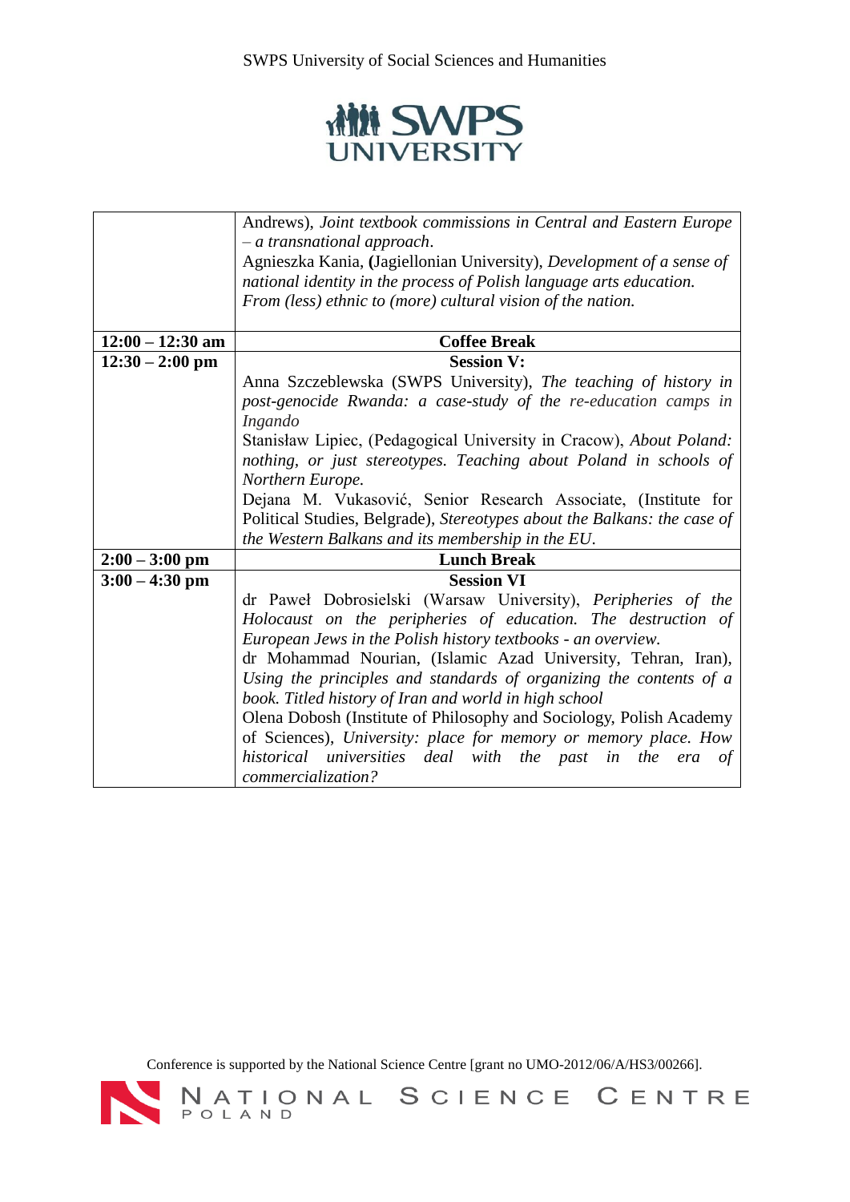| | |
|---|---|
| | Andrews), *Joint textbook commissions in Central and Eastern Europe – a transnational approach*.<br>Agnieszka Kania, (Jagiellonian University), *Development of a sense of national identity in the process of Polish language arts education. From (less) ethnic to (more) cultural vision of the nation.* |
| **12:00 – 12:30 am** | **Coffee Break** |
| **12:30 – 2:00 pm** | **Session V:**<br>Anna Szczeblewska (SWPS University), *The teaching of history in post-genocide Rwanda: a case-study of the re-education camps in Ingando*<br>Stanisław Lipiec, (Pedagogical University in Cracow), *About Poland: nothing, or just stereotypes. Teaching about Poland in schools of Northern Europe.*<br>Dejana M. Vukasović, Senior Research Associate, (Institute for Political Studies, Belgrade), *Stereotypes about the Balkans: the case of the Western Balkans and its membership in the EU*. |
| **2:00 – 3:00 pm** | **Lunch Break** |
| **3:00 – 4:30 pm** | **Session VI**<br>dr Paweł Dobrosielski (Warsaw University), *Peripheries of the Holocaust on the peripheries of education. The destruction of European Jews in the Polish history textbooks - an overview.*<br>dr Mohammad Nourian, (Islamic Azad University, Tehran, Iran), *Using the principles and standards of organizing the contents of a book. Titled history of Iran and world in high school*<br>Olena Dobosh (Institute of Philosophy and Sociology, Polish Academy of Sciences), *University: place for memory or memory place. How historical universities deal with the past in the era of commercialization?* |

Conference is supported by the National Science Centre [grant no UMO-2012/06/A/HS3/00266].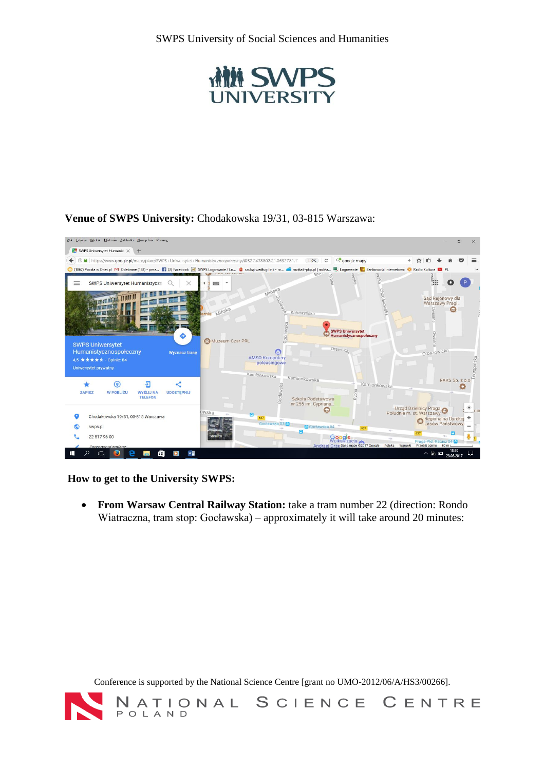**Venue of SWPS University:** Chodakowska 19/31, 03-815 Warszawa:

**How to get to the University SWPS:**

- **From Warsaw Central Railway Station:** take a tram number 22 (direction: Rondo Wiatraczna, tram stop: Gocławska) – approximately it will take around 20 minutes:

Conference is supported by the National Science Centre [grant no UMO-2012/06/A/HS3/00266].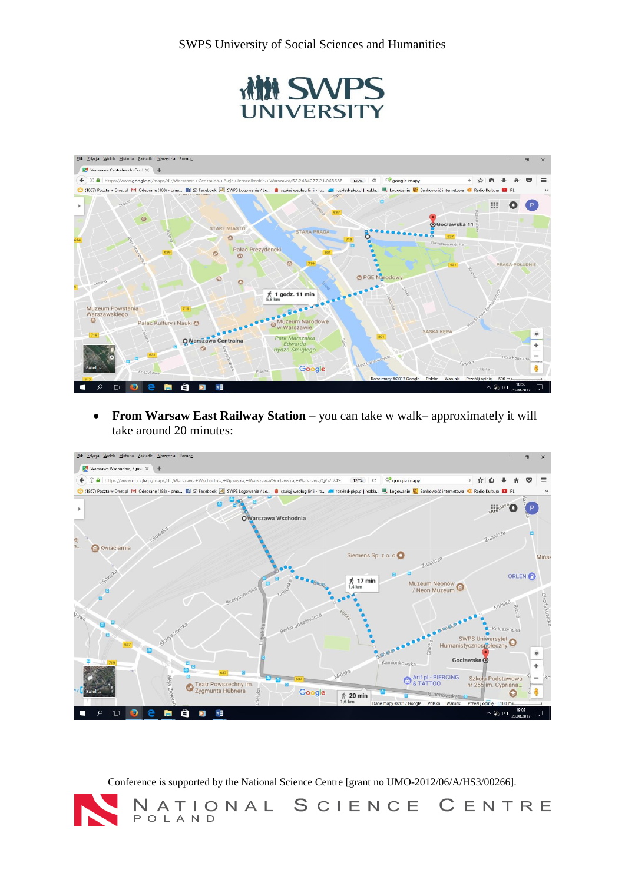- **From Warsaw East Railway Station** – you can take w walk– approximately it will take around 20 minutes:

Conference is supported by the National Science Centre [grant no UMO-2012/06/A/HS3/00266].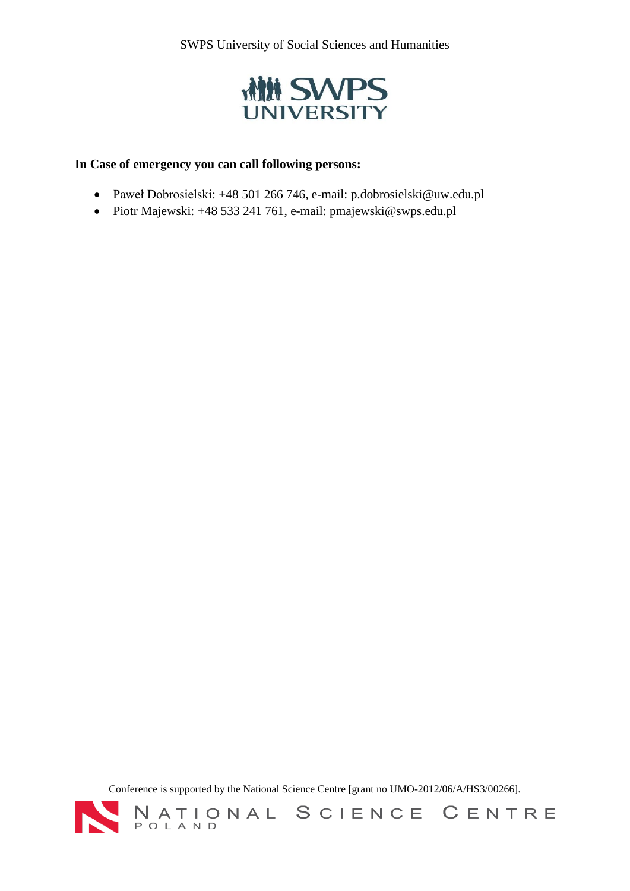**In Case of emergency you can call following persons:**

- Paweł Dobrosielski: +48 501 266 746, e-mail: p.dobrosielski@uw.edu.pl
- Piotr Majewski: +48 533 241 761, e-mail: pmajewski@swps.edu.pl

Conference is supported by the National Science Centre [grant no UMO-2012/06/A/HS3/00266].